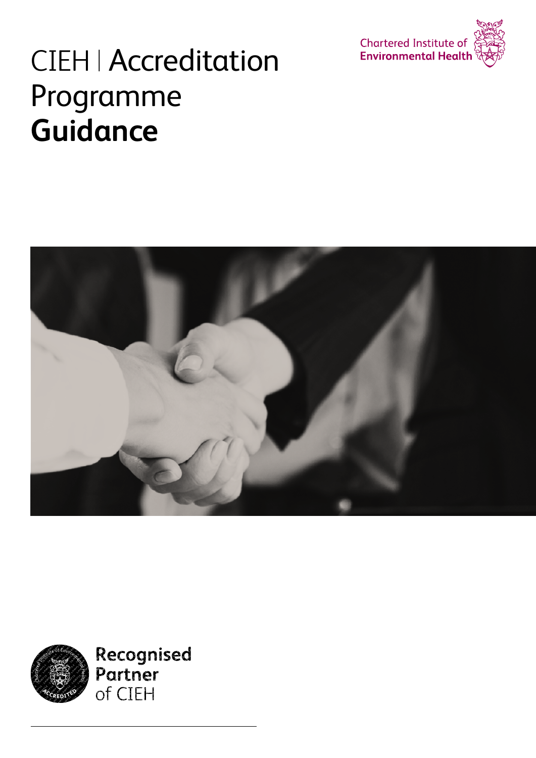# CIEH | Accreditation Programme **Guidance**

Chartered Institute of Environmental Health

Recognised Partner of CIEH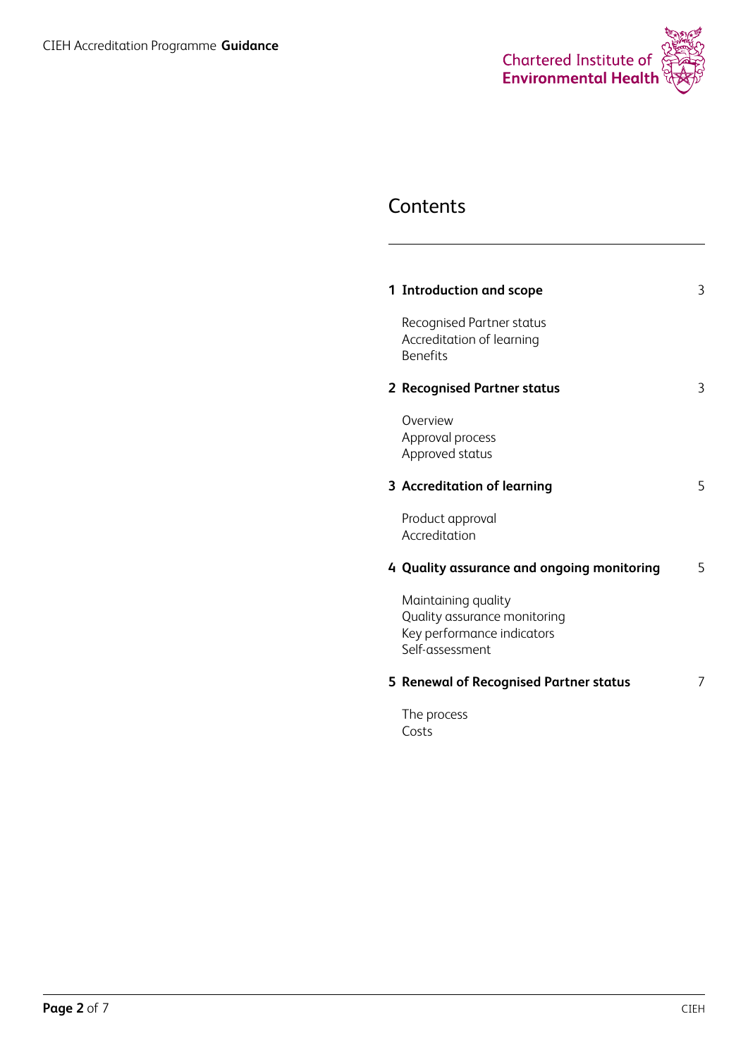# Contents

| | |
|---|---|
| **1 Introduction and scope** | 3 |
| Recognised Partner status<br>Accreditation of learning<br>Benefits | |
| **2 Recognised Partner status** | 3 |
| Overview<br>Approval process<br>Approved status | |
| **3 Accreditation of learning** | 5 |
| Product approval<br>Accreditation | |
| **4 Quality assurance and ongoing monitoring** | 5 |
| Maintaining quality<br>Quality assurance monitoring<br>Key performance indicators<br>Self-assessment | |
| **5 Renewal of Recognised Partner status** | 7 |
| The process<br>Costs | |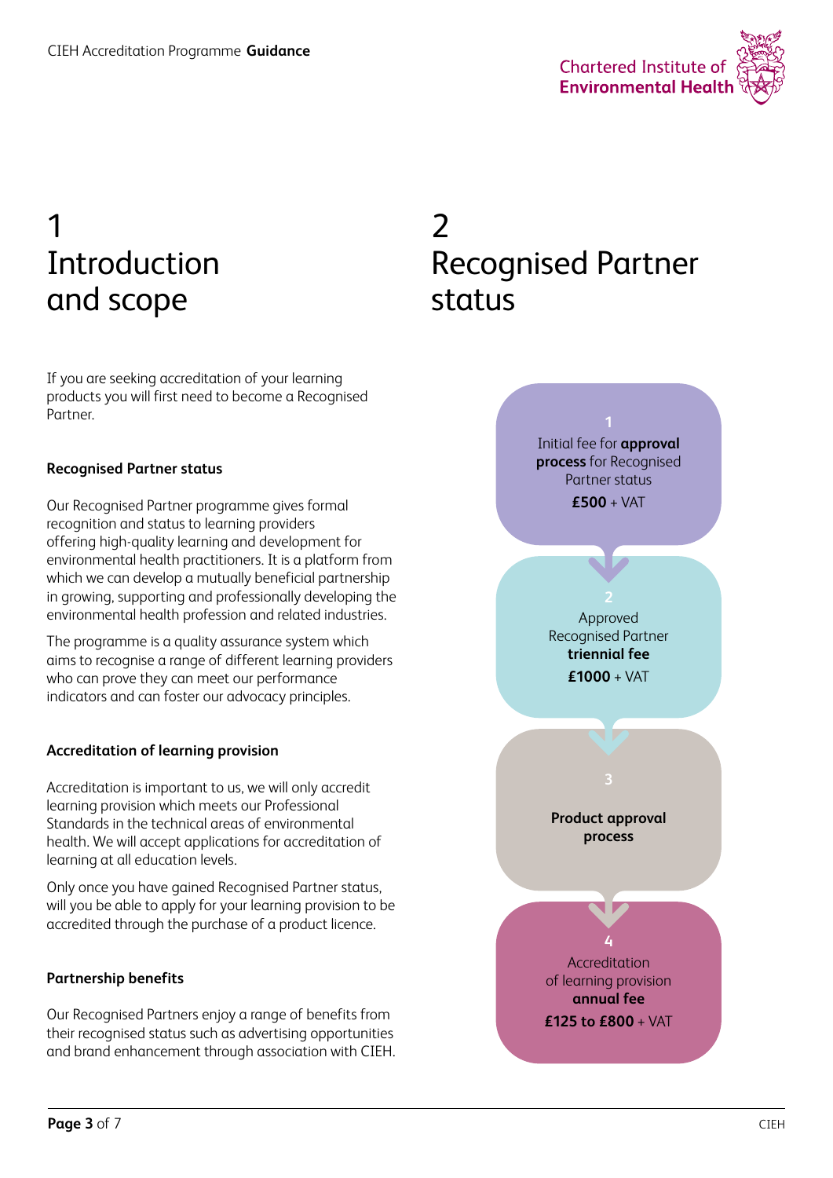# 1 Introduction and scope

If you are seeking accreditation of your learning products you will first need to become a Recognised Partner.

### Recognised Partner status

Our Recognised Partner programme gives formal recognition and status to learning providers offering high-quality learning and development for environmental health practitioners. It is a platform from which we can develop a mutually beneficial partnership in growing, supporting and professionally developing the environmental health profession and related industries.

The programme is a quality assurance system which aims to recognise a range of different learning providers who can prove they can meet our performance indicators and can foster our advocacy principles.

### Accreditation of learning provision

Accreditation is important to us, we will only accredit learning provision which meets our Professional Standards in the technical areas of environmental health. We will accept applications for accreditation of learning at all education levels.

Only once you have gained Recognised Partner status, will you be able to apply for your learning provision to be accredited through the purchase of a product licence.

### Partnership benefits

Our Recognised Partners enjoy a range of benefits from their recognised status such as advertising opportunities and brand enhancement through association with CIEH.

# 2 Recognised Partner status

1. Initial fee for **approval process** for Recognised Partner status
   **£500** + VAT

2. Approved Recognised Partner **triennial fee**
   **£1000** + VAT

3. **Product approval process**

4. Accreditation of learning provision **annual fee**
   **£125 to £800** + VAT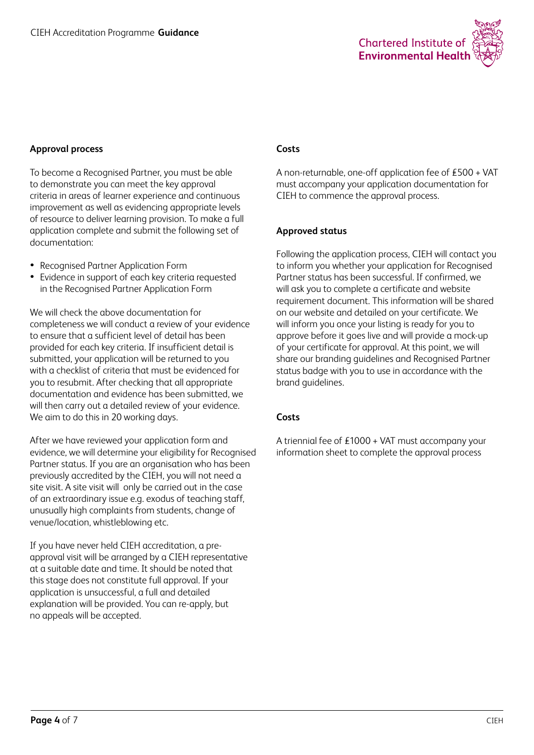## Approval process

To become a Recognised Partner, you must be able to demonstrate you can meet the key approval criteria in areas of learner experience and continuous improvement as well as evidencing appropriate levels of resource to deliver learning provision. To make a full application complete and submit the following set of documentation:

- Recognised Partner Application Form
- Evidence in support of each key criteria requested in the Recognised Partner Application Form

We will check the above documentation for completeness we will conduct a review of your evidence to ensure that a sufficient level of detail has been provided for each key criteria. If insufficient detail is submitted, your application will be returned to you with a checklist of criteria that must be evidenced for you to resubmit. After checking that all appropriate documentation and evidence has been submitted, we will then carry out a detailed review of your evidence. We aim to do this in 20 working days.

After we have reviewed your application form and evidence, we will determine your eligibility for Recognised Partner status. If you are an organisation who has been previously accredited by the CIEH, you will not need a site visit. A site visit will only be carried out in the case of an extraordinary issue e.g. exodus of teaching staff, unusually high complaints from students, change of venue/location, whistleblowing etc.

If you have never held CIEH accreditation, a pre-approval visit will be arranged by a CIEH representative at a suitable date and time. It should be noted that this stage does not constitute full approval. If your application is unsuccessful, a full and detailed explanation will be provided. You can re-apply, but no appeals will be accepted.

## Costs

A non-returnable, one-off application fee of £500 + VAT must accompany your application documentation for CIEH to commence the approval process.

## Approved status

Following the application process, CIEH will contact you to inform you whether your application for Recognised Partner status has been successful. If confirmed, we will ask you to complete a certificate and website requirement document. This information will be shared on our website and detailed on your certificate. We will inform you once your listing is ready for you to approve before it goes live and will provide a mock-up of your certificate for approval. At this point, we will share our branding guidelines and Recognised Partner status badge with you to use in accordance with the brand guidelines.

## Costs

A triennial fee of £1000 + VAT must accompany your information sheet to complete the approval process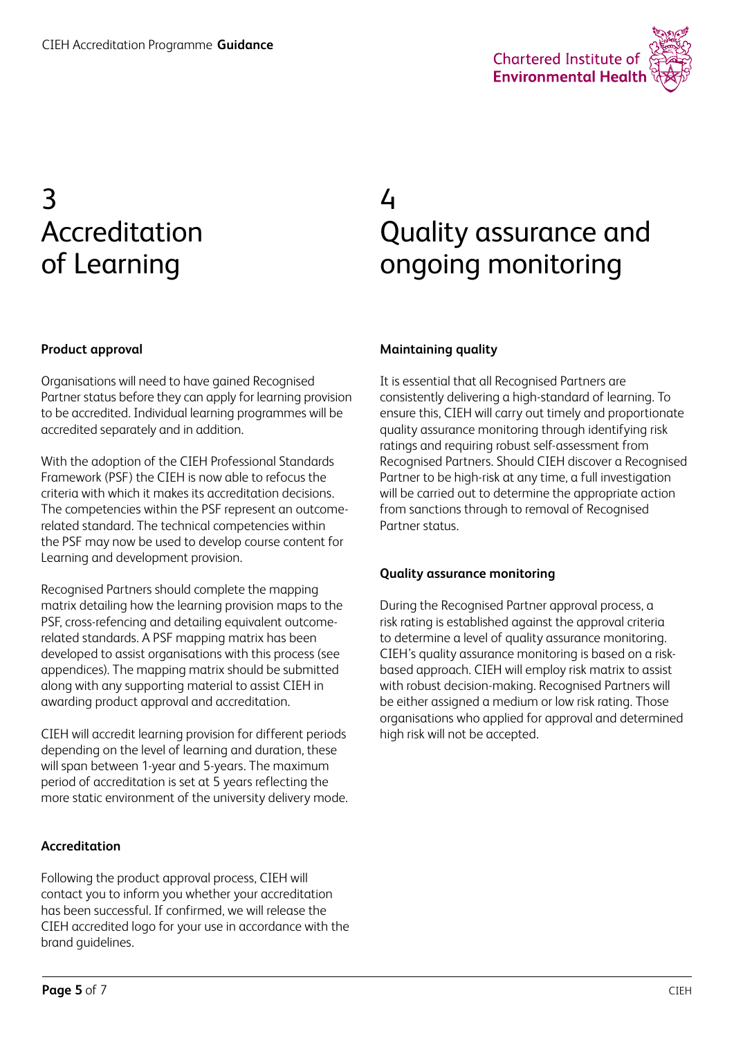# 3 Accreditation of Learning

### Product approval

Organisations will need to have gained Recognised Partner status before they can apply for learning provision to be accredited. Individual learning programmes will be accredited separately and in addition.

With the adoption of the CIEH Professional Standards Framework (PSF) the CIEH is now able to refocus the criteria with which it makes its accreditation decisions. The competencies within the PSF represent an outcome-related standard. The technical competencies within the PSF may now be used to develop course content for Learning and development provision.

Recognised Partners should complete the mapping matrix detailing how the learning provision maps to the PSF, cross-refencing and detailing equivalent outcome-related standards. A PSF mapping matrix has been developed to assist organisations with this process (see appendices). The mapping matrix should be submitted along with any supporting material to assist CIEH in awarding product approval and accreditation.

CIEH will accredit learning provision for different periods depending on the level of learning and duration, these will span between 1-year and 5-years. The maximum period of accreditation is set at 5 years reflecting the more static environment of the university delivery mode.

### Accreditation

Following the product approval process, CIEH will contact you to inform you whether your accreditation has been successful. If confirmed, we will release the CIEH accredited logo for your use in accordance with the brand guidelines.

# 4 Quality assurance and ongoing monitoring

### Maintaining quality

It is essential that all Recognised Partners are consistently delivering a high-standard of learning. To ensure this, CIEH will carry out timely and proportionate quality assurance monitoring through identifying risk ratings and requiring robust self-assessment from Recognised Partners. Should CIEH discover a Recognised Partner to be high-risk at any time, a full investigation will be carried out to determine the appropriate action from sanctions through to removal of Recognised Partner status.

### Quality assurance monitoring

During the Recognised Partner approval process, a risk rating is established against the approval criteria to determine a level of quality assurance monitoring. CIEH's quality assurance monitoring is based on a risk-based approach. CIEH will employ risk matrix to assist with robust decision-making. Recognised Partners will be either assigned a medium or low risk rating. Those organisations who applied for approval and determined high risk will not be accepted.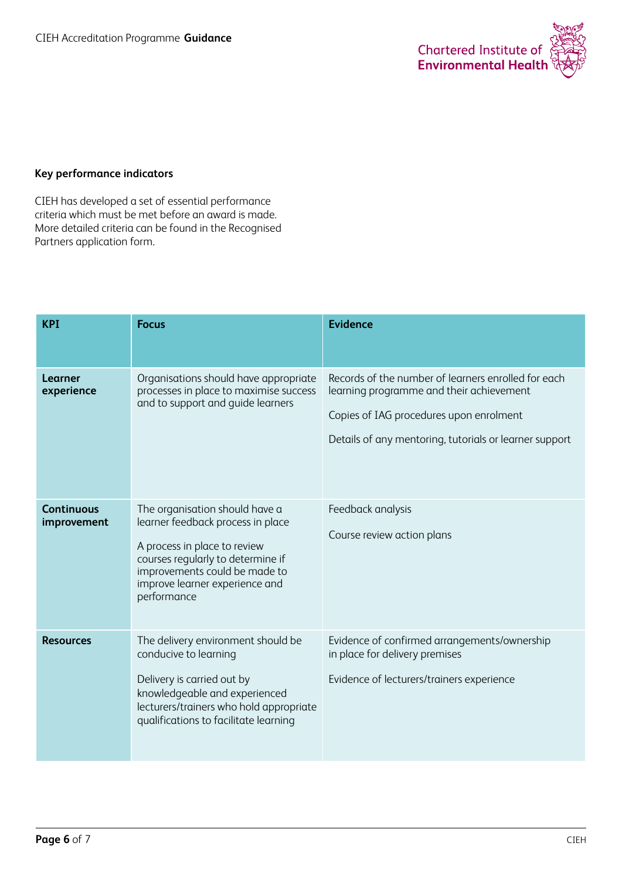## Key performance indicators

CIEH has developed a set of essential performance criteria which must be met before an award is made. More detailed criteria can be found in the Recognised Partners application form.

| KPI | Focus | Evidence |
|---|---|---|
| **Learner experience** | Organisations should have appropriate processes in place to maximise success and to support and guide learners | Records of the number of learners enrolled for each learning programme and their achievement<br><br>Copies of IAG procedures upon enrolment<br><br>Details of any mentoring, tutorials or learner support |
| **Continuous improvement** | The organisation should have a learner feedback process in place<br><br>A process in place to review courses regularly to determine if improvements could be made to improve learner experience and performance | Feedback analysis<br><br>Course review action plans |
| **Resources** | The delivery environment should be conducive to learning<br><br>Delivery is carried out by knowledgeable and experienced lecturers/trainers who hold appropriate qualifications to facilitate learning | Evidence of confirmed arrangements/ownership in place for delivery premises<br><br>Evidence of lecturers/trainers experience |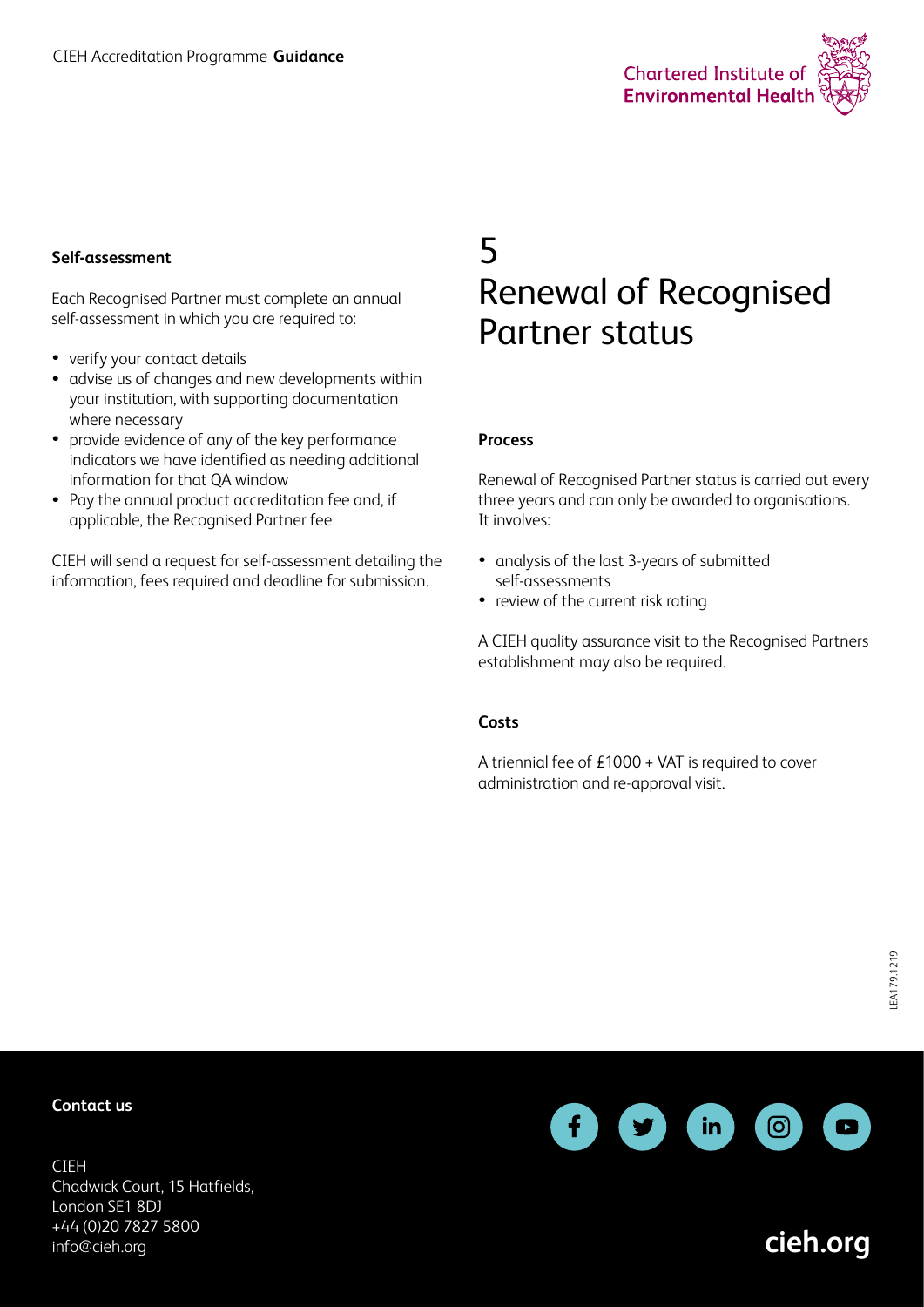### Self-assessment

Each Recognised Partner must complete an annual self-assessment in which you are required to:

- verify your contact details
- advise us of changes and new developments within your institution, with supporting documentation where necessary
- provide evidence of any of the key performance indicators we have identified as needing additional information for that QA window
- Pay the annual product accreditation fee and, if applicable, the Recognised Partner fee

CIEH will send a request for self-assessment detailing the information, fees required and deadline for submission.

## 5 Renewal of Recognised Partner status

### Process

Renewal of Recognised Partner status is carried out every three years and can only be awarded to organisations. It involves:

- analysis of the last 3-years of submitted self-assessments
- review of the current risk rating

A CIEH quality assurance visit to the Recognised Partners establishment may also be required.

### Costs

A triennial fee of £1000 + VAT is required to cover administration and re-approval visit.

LEA179.1219

**Contact us**

CIEH
Chadwick Court, 15 Hatfields,
London SE1 8DJ
+44 (0)20 7827 5800
info@cieh.org

**cieh.org**